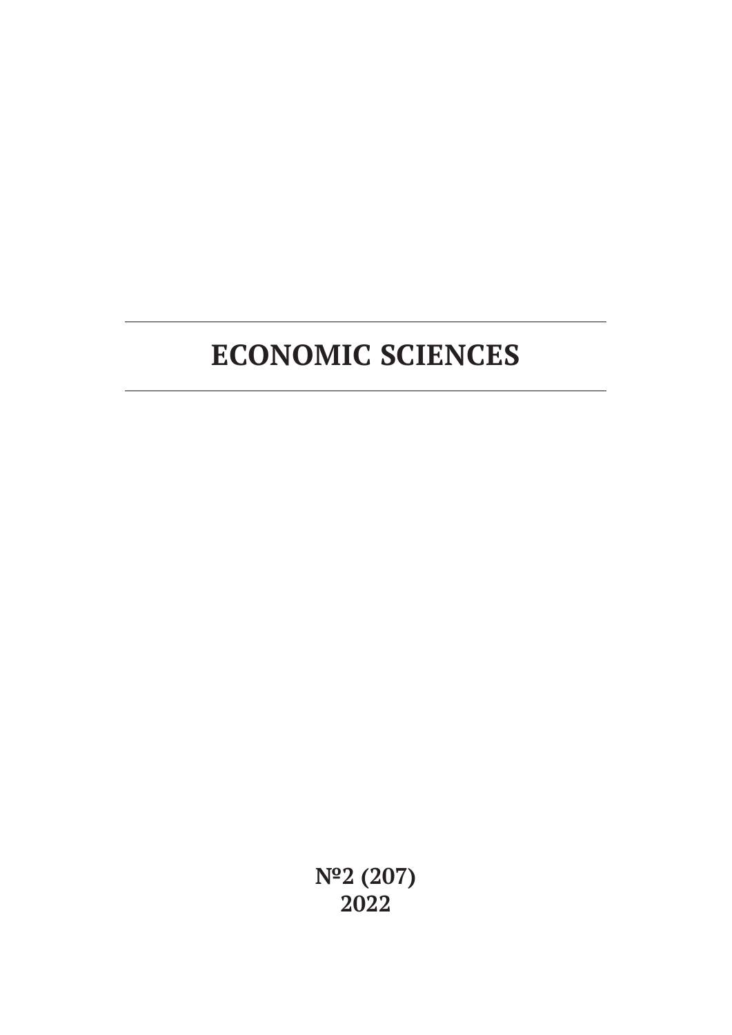# ECONOMIC SCIENCES

**№2 (207)**
**2022**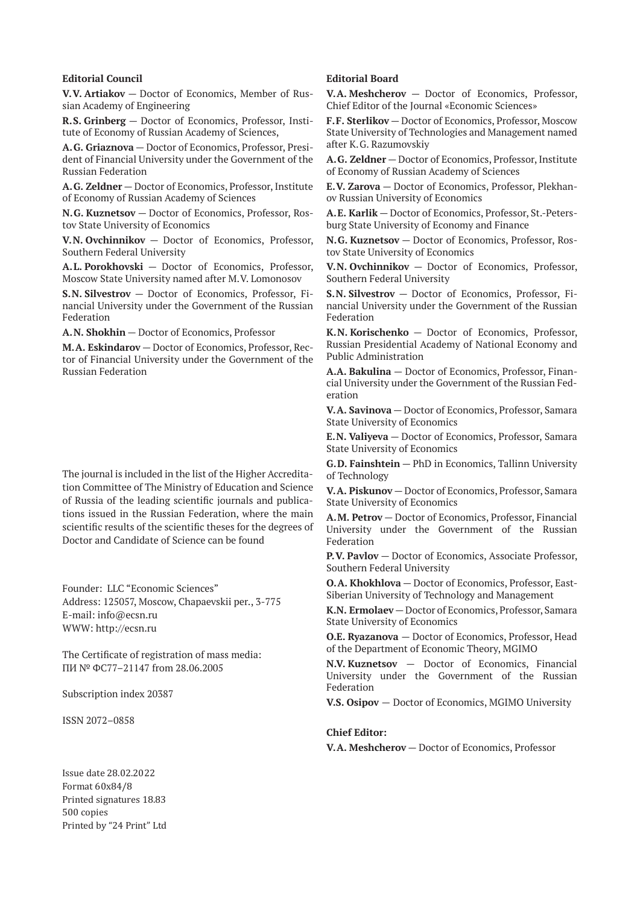**Editorial Council**

**V.V. Artiakov** — Doctor of Economics, Member of Russian Academy of Engineering

**R.S. Grinberg** — Doctor of Economics, Professor, Institute of Economy of Russian Academy of Sciences,

**A.G. Griaznova** — Doctor of Economics, Professor, President of Financial University under the Government of the Russian Federation

**A.G. Zeldner** — Doctor of Economics, Professor, Institute of Economy of Russian Academy of Sciences

**N.G. Kuznetsov** — Doctor of Economics, Professor, Rostov State University of Economics

**V.N. Ovchinnikov** — Doctor of Economics, Professor, Southern Federal University

**A.L. Porokhovski** — Doctor of Economics, Professor, Moscow State University named after M.V. Lomonosov

**S.N. Silvestrov** — Doctor of Economics, Professor, Financial University under the Government of the Russian Federation

**A.N. Shokhin** — Doctor of Economics, Professor

**M.A. Eskindarov** — Doctor of Economics, Professor, Rector of Financial University under the Government of the Russian Federation

The journal is included in the list of the Higher Accreditation Committee of The Ministry of Education and Science of Russia of the leading scientific journals and publications issued in the Russian Federation, where the main scientific results of the scientific theses for the degrees of Doctor and Candidate of Science can be found

Founder: LLC "Economic Sciences"
Address: 125057, Moscow, Chapaevskii per., 3-775
E-mail: info@ecsn.ru
WWW: http://ecsn.ru

The Certificate of registration of mass media:
ПИ № ФС77–21147 from 28.06.2005

Subscription index 20387

ISSN 2072–0858

Issue date 28.02.2022
Format 60x84/8
Printed signatures 18.83
500 copies
Printed by "24 Print" Ltd

**Editorial Board**

**V.A. Meshcherov** — Doctor of Economics, Professor, Chief Editor of the Journal «Economic Sciences»

**F.F. Sterlikov** — Doctor of Economics, Professor, Moscow State University of Technologies and Management named after K.G. Razumovskiy

**A.G. Zeldner** — Doctor of Economics, Professor, Institute of Economy of Russian Academy of Sciences

**E.V. Zarova** — Doctor of Economics, Professor, Plekhanov Russian University of Economics

**A.E. Karlik** — Doctor of Economics, Professor, St.-Petersburg State University of Economy and Finance

**N.G. Kuznetsov** — Doctor of Economics, Professor, Rostov State University of Economics

**V.N. Ovchinnikov** — Doctor of Economics, Professor, Southern Federal University

**S.N. Silvestrov** — Doctor of Economics, Professor, Financial University under the Government of the Russian Federation

**K.N. Korischenko** — Doctor of Economics, Professor, Russian Presidential Academy of National Economy and Public Administration

**A.A. Bakulina** — Doctor of Economics, Professor, Financial University under the Government of the Russian Federation

**V.A. Savinova** — Doctor of Economics, Professor, Samara State University of Economics

**E.N. Valiyeva** — Doctor of Economics, Professor, Samara State University of Economics

**G.D. Fainshtein** — PhD in Economics, Tallinn University of Technology

**V.A. Piskunov** — Doctor of Economics, Professor, Samara State University of Economics

**A.M. Petrov** — Doctor of Economics, Professor, Financial University under the Government of the Russian Federation

**P.V. Pavlov** — Doctor of Economics, Associate Professor, Southern Federal University

**O.A. Khokhlova** — Doctor of Economics, Professor, East-Siberian University of Technology and Management

**K.N. Ermolaev** — Doctor of Economics, Professor, Samara State University of Economics

**O.E. Ryazanova** — Doctor of Economics, Professor, Head of the Department of Economic Theory, MGIMO

**N.V. Kuznetsov** — Doctor of Economics, Financial University under the Government of the Russian Federation

**V.S. Osipov** — Doctor of Economics, MGIMO University

**Chief Editor:**

**V.A. Meshcherov** — Doctor of Economics, Professor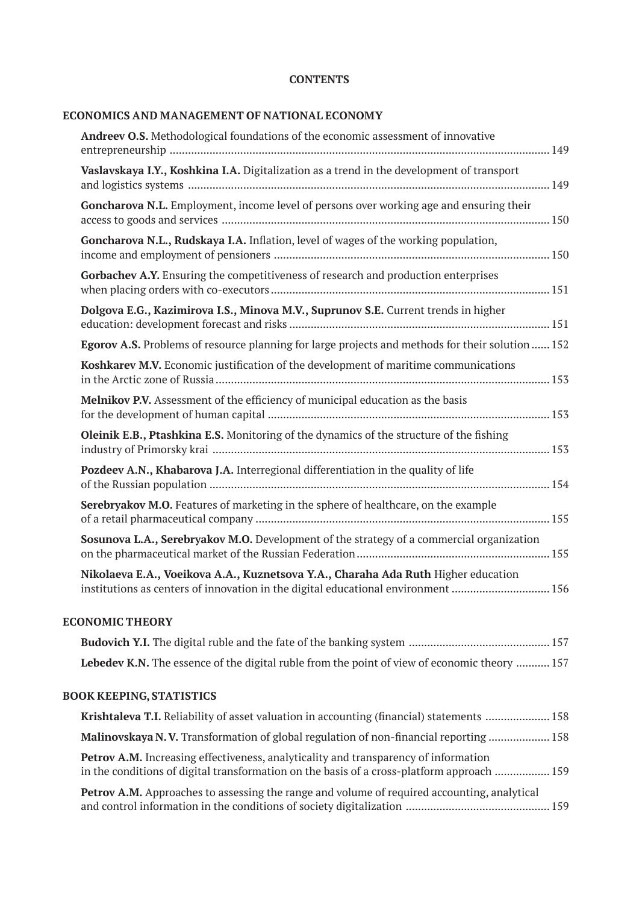# CONTENTS

## ECONOMICS AND MANAGEMENT OF NATIONAL ECONOMY

**Andreev O.S.** Methodological foundations of the economic assessment of innovative entrepreneurship ............ 149

**Vaslavskaya I.Y., Koshkina I.A.** Digitalization as a trend in the development of transport and logistics systems ............ 149

**Goncharova N.L.** Employment, income level of persons over working age and ensuring their access to goods and services ............ 150

**Goncharova N.L., Rudskaya I.A.** Inflation, level of wages of the working population, income and employment of pensioners ............ 150

**Gorbachev A.Y.** Ensuring the competitiveness of research and production enterprises when placing orders with co-executors ............ 151

**Dolgova E.G., Kazimirova I.S., Minova M.V., Suprunov S.E.** Current trends in higher education: development forecast and risks ............ 151

**Egorov A.S.** Problems of resource planning for large projects and methods for their solution ............ 152

**Koshkarev M.V.** Economic justification of the development of maritime communications in the Arctic zone of Russia ............ 153

**Melnikov P.V.** Assessment of the efficiency of municipal education as the basis for the development of human capital ............ 153

**Oleinik E.B., Ptashkina E.S.** Monitoring of the dynamics of the structure of the fishing industry of Primorsky krai ............ 153

**Pozdeev A.N., Khabarova J.A.** Interregional differentiation in the quality of life of the Russian population ............ 154

**Serebryakov M.O.** Features of marketing in the sphere of healthcare, on the example of a retail pharmaceutical company ............ 155

**Sosunova L.A., Serebryakov M.O.** Development of the strategy of a commercial organization on the pharmaceutical market of the Russian Federation ............ 155

**Nikolaeva E.A., Voeikova A.A., Kuznetsova Y.A., Charaha Ada Ruth** Higher education institutions as centers of innovation in the digital educational environment ............ 156

## ECONOMIC THEORY

**Budovich Y.I.** The digital ruble and the fate of the banking system ............ 157

**Lebedev K.N.** The essence of the digital ruble from the point of view of economic theory ............ 157

## BOOK KEEPING, STATISTICS

**Krishtaleva T.I.** Reliability of asset valuation in accounting (financial) statements ............ 158

**Malinovskaya N. V.** Transformation of global regulation of non-financial reporting ............ 158

**Petrov A.M.** Increasing effectiveness, analyticality and transparency of information in the conditions of digital transformation on the basis of a cross-platform approach ............ 159

**Petrov A.M.** Approaches to assessing the range and volume of required accounting, analytical and control information in the conditions of society digitalization ............ 159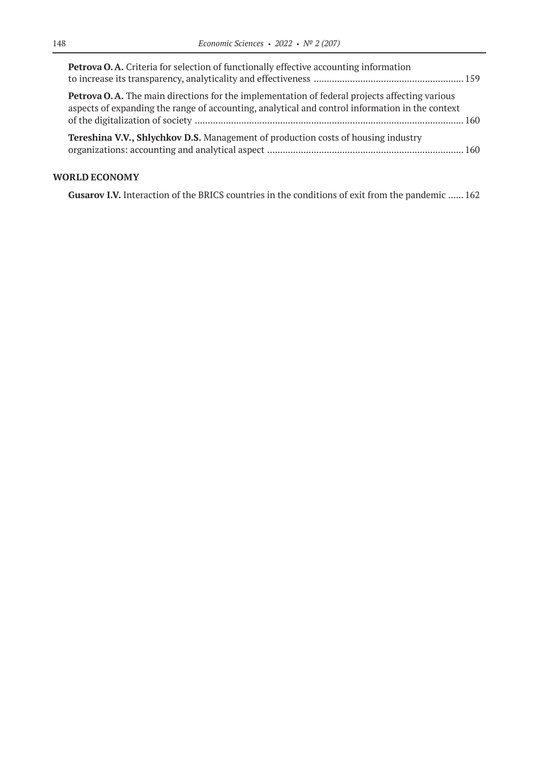**Petrova O. A.** Criteria for selection of functionally effective accounting information to increase its transparency, analyticality and effectiveness ........................................................ 159

**Petrova O. A.** The main directions for the implementation of federal projects affecting various aspects of expanding the range of accounting, analytical and control information in the context of the digitalization of society ........................................................................................................ 160

**Tereshina V.V., Shlychkov D.S.** Management of production costs of housing industry organizations: accounting and analytical aspect ............................................................................ 160

## WORLD ECONOMY

**Gusarov I.V.** Interaction of the BRICS countries in the conditions of exit from the pandemic ...... 162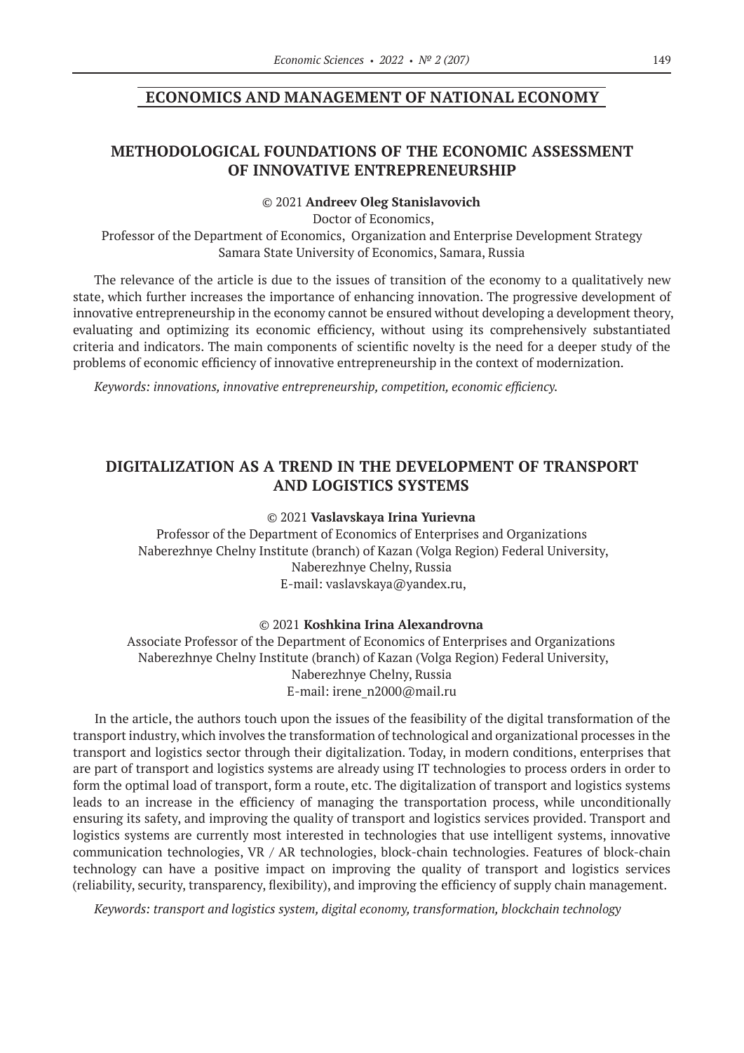## ECONOMICS AND MANAGEMENT OF NATIONAL ECONOMY

# METHODOLOGICAL FOUNDATIONS OF THE ECONOMIC ASSESSMENT OF INNOVATIVE ENTREPRENEURSHIP

© 2021 **Andreev Oleg Stanislavovich**
Doctor of Economics,
Professor of the Department of Economics, Organization and Enterprise Development Strategy
Samara State University of Economics, Samara, Russia

The relevance of the article is due to the issues of transition of the economy to a qualitatively new state, which further increases the importance of enhancing innovation. The progressive development of innovative entrepreneurship in the economy cannot be ensured without developing a development theory, evaluating and optimizing its economic efficiency, without using its comprehensively substantiated criteria and indicators. The main components of scientific novelty is the need for a deeper study of the problems of economic efficiency of innovative entrepreneurship in the context of modernization.

*Keywords: innovations, innovative entrepreneurship, competition, economic efficiency.*

# DIGITALIZATION AS A TREND IN THE DEVELOPMENT OF TRANSPORT AND LOGISTICS SYSTEMS

© 2021 **Vaslavskaya Irina Yurievna**
Professor of the Department of Economics of Enterprises and Organizations
Naberezhnye Chelny Institute (branch) of Kazan (Volga Region) Federal University,
Naberezhnye Chelny, Russia
E-mail: vaslavskaya@yandex.ru,

© 2021 **Koshkina Irina Alexandrovna**
Associate Professor of the Department of Economics of Enterprises and Organizations
Naberezhnye Chelny Institute (branch) of Kazan (Volga Region) Federal University,
Naberezhnye Chelny, Russia
E-mail: irene_n2000@mail.ru

In the article, the authors touch upon the issues of the feasibility of the digital transformation of the transport industry, which involves the transformation of technological and organizational processes in the transport and logistics sector through their digitalization. Today, in modern conditions, enterprises that are part of transport and logistics systems are already using IT technologies to process orders in order to form the optimal load of transport, form a route, etc. The digitalization of transport and logistics systems leads to an increase in the efficiency of managing the transportation process, while unconditionally ensuring its safety, and improving the quality of transport and logistics services provided. Transport and logistics systems are currently most interested in technologies that use intelligent systems, innovative communication technologies, VR / AR technologies, block-chain technologies. Features of block-chain technology can have a positive impact on improving the quality of transport and logistics services (reliability, security, transparency, flexibility), and improving the efficiency of supply chain management.

*Keywords: transport and logistics system, digital economy, transformation, blockchain technology*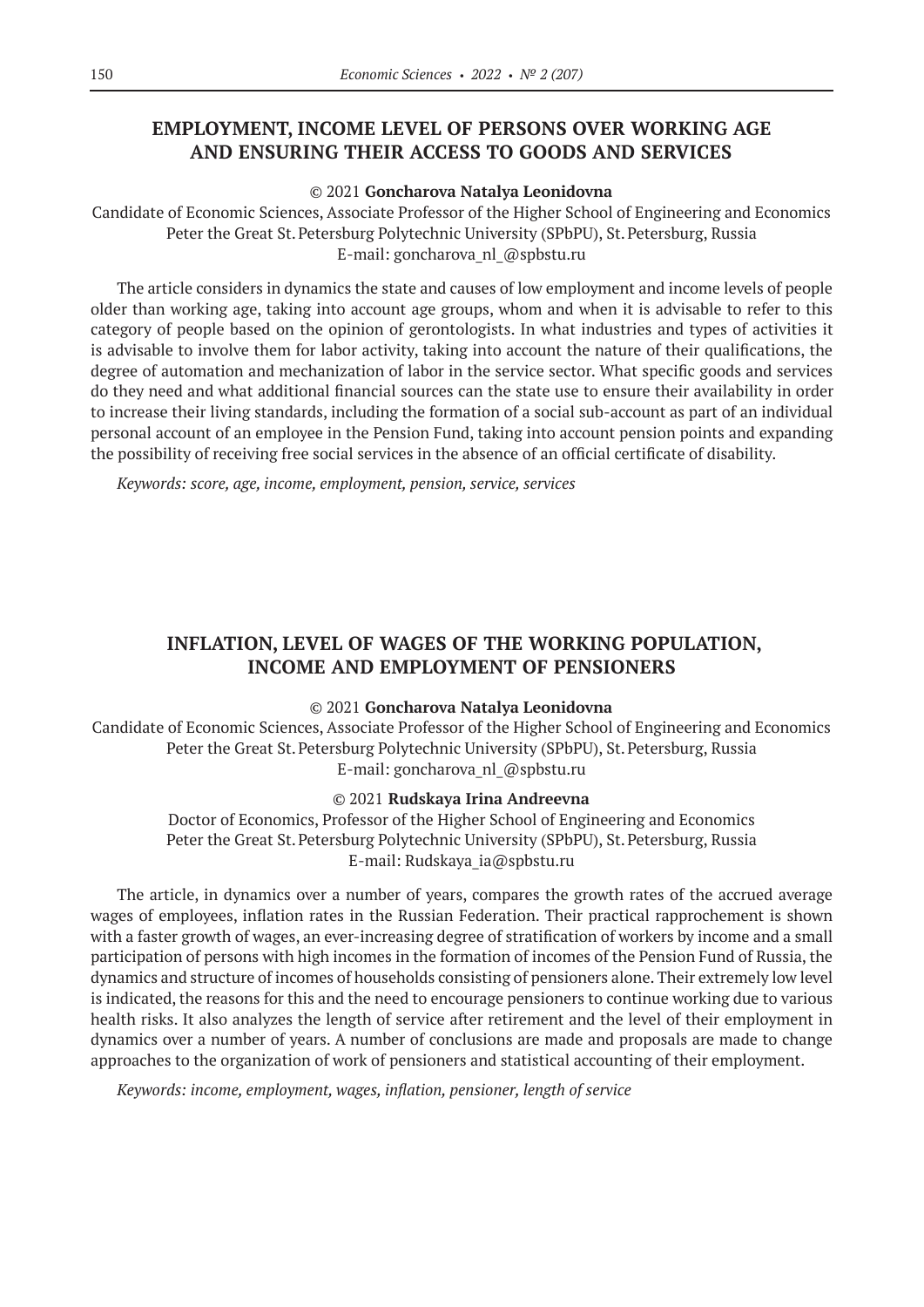## EMPLOYMENT, INCOME LEVEL OF PERSONS OVER WORKING AGE AND ENSURING THEIR ACCESS TO GOODS AND SERVICES

© 2021 **Goncharova Natalya Leonidovna**

Candidate of Economic Sciences, Associate Professor of the Higher School of Engineering and Economics
Peter the Great St. Petersburg Polytechnic University (SPbPU), St. Petersburg, Russia
E-mail: goncharova_nl_@spbstu.ru

The article considers in dynamics the state and causes of low employment and income levels of people older than working age, taking into account age groups, whom and when it is advisable to refer to this category of people based on the opinion of gerontologists. In what industries and types of activities it is advisable to involve them for labor activity, taking into account the nature of their qualifications, the degree of automation and mechanization of labor in the service sector. What specific goods and services do they need and what additional financial sources can the state use to ensure their availability in order to increase their living standards, including the formation of a social sub-account as part of an individual personal account of an employee in the Pension Fund, taking into account pension points and expanding the possibility of receiving free social services in the absence of an official certificate of disability.

*Keywords: score, age, income, employment, pension, service, services*

## INFLATION, LEVEL OF WAGES OF THE WORKING POPULATION, INCOME AND EMPLOYMENT OF PENSIONERS

© 2021 **Goncharova Natalya Leonidovna**

Candidate of Economic Sciences, Associate Professor of the Higher School of Engineering and Economics
Peter the Great St. Petersburg Polytechnic University (SPbPU), St. Petersburg, Russia
E-mail: goncharova_nl_@spbstu.ru

© 2021 **Rudskaya Irina Andreevna**

Doctor of Economics, Professor of the Higher School of Engineering and Economics
Peter the Great St. Petersburg Polytechnic University (SPbPU), St. Petersburg, Russia
E-mail: Rudskaya_ia@spbstu.ru

The article, in dynamics over a number of years, compares the growth rates of the accrued average wages of employees, inflation rates in the Russian Federation. Their practical rapprochement is shown with a faster growth of wages, an ever-increasing degree of stratification of workers by income and a small participation of persons with high incomes in the formation of incomes of the Pension Fund of Russia, the dynamics and structure of incomes of households consisting of pensioners alone. Their extremely low level is indicated, the reasons for this and the need to encourage pensioners to continue working due to various health risks. It also analyzes the length of service after retirement and the level of their employment in dynamics over a number of years. A number of conclusions are made and proposals are made to change approaches to the organization of work of pensioners and statistical accounting of their employment.

*Keywords: income, employment, wages, inflation, pensioner, length of service*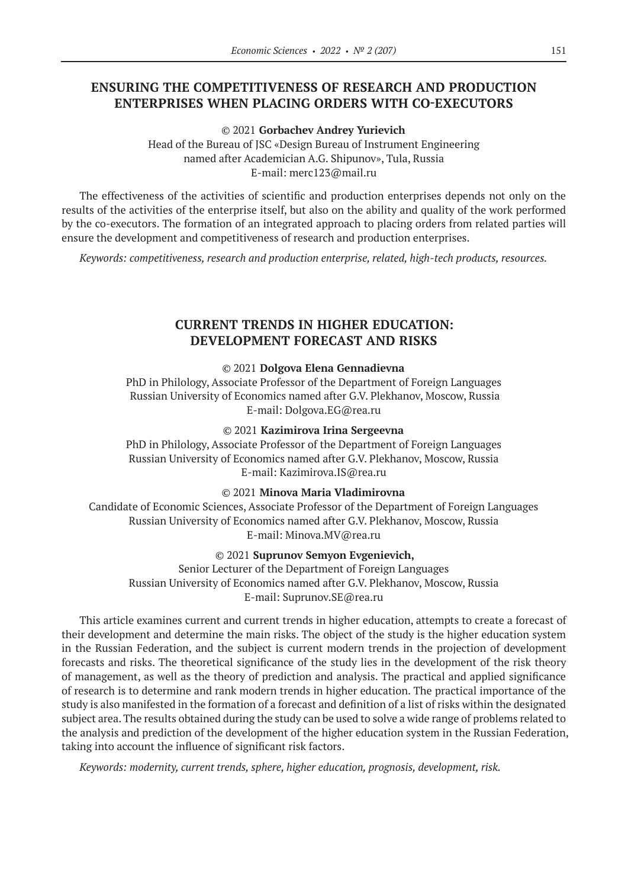## ENSURING THE COMPETITIVENESS OF RESEARCH AND PRODUCTION ENTERPRISES WHEN PLACING ORDERS WITH CO-EXECUTORS

© 2021 **Gorbachev Andrey Yurievich**
Head of the Bureau of JSC «Design Bureau of Instrument Engineering named after Academician A.G. Shipunov», Tula, Russia
E-mail: merc123@mail.ru

The effectiveness of the activities of scientific and production enterprises depends not only on the results of the activities of the enterprise itself, but also on the ability and quality of the work performed by the co-executors. The formation of an integrated approach to placing orders from related parties will ensure the development and competitiveness of research and production enterprises.

*Keywords: competitiveness, research and production enterprise, related, high-tech products, resources.*

## CURRENT TRENDS IN HIGHER EDUCATION: DEVELOPMENT FORECAST AND RISKS

© 2021 **Dolgova Elena Gennadievna**
PhD in Philology, Associate Professor of the Department of Foreign Languages Russian University of Economics named after G.V. Plekhanov, Moscow, Russia
E-mail: Dolgova.EG@rea.ru

© 2021 **Kazimirova Irina Sergeevna**
PhD in Philology, Associate Professor of the Department of Foreign Languages Russian University of Economics named after G.V. Plekhanov, Moscow, Russia
E-mail: Kazimirova.IS@rea.ru

© 2021 **Minova Maria Vladimirovna**
Candidate of Economic Sciences, Associate Professor of the Department of Foreign Languages Russian University of Economics named after G.V. Plekhanov, Moscow, Russia
E-mail: Minova.MV@rea.ru

© 2021 **Suprunov Semyon Evgenievich,**
Senior Lecturer of the Department of Foreign Languages
Russian University of Economics named after G.V. Plekhanov, Moscow, Russia
E-mail: Suprunov.SE@rea.ru

This article examines current and current trends in higher education, attempts to create a forecast of their development and determine the main risks. The object of the study is the higher education system in the Russian Federation, and the subject is current modern trends in the projection of development forecasts and risks. The theoretical significance of the study lies in the development of the risk theory of management, as well as the theory of prediction and analysis. The practical and applied significance of research is to determine and rank modern trends in higher education. The practical importance of the study is also manifested in the formation of a forecast and definition of a list of risks within the designated subject area. The results obtained during the study can be used to solve a wide range of problems related to the analysis and prediction of the development of the higher education system in the Russian Federation, taking into account the influence of significant risk factors.

*Keywords: modernity, current trends, sphere, higher education, prognosis, development, risk.*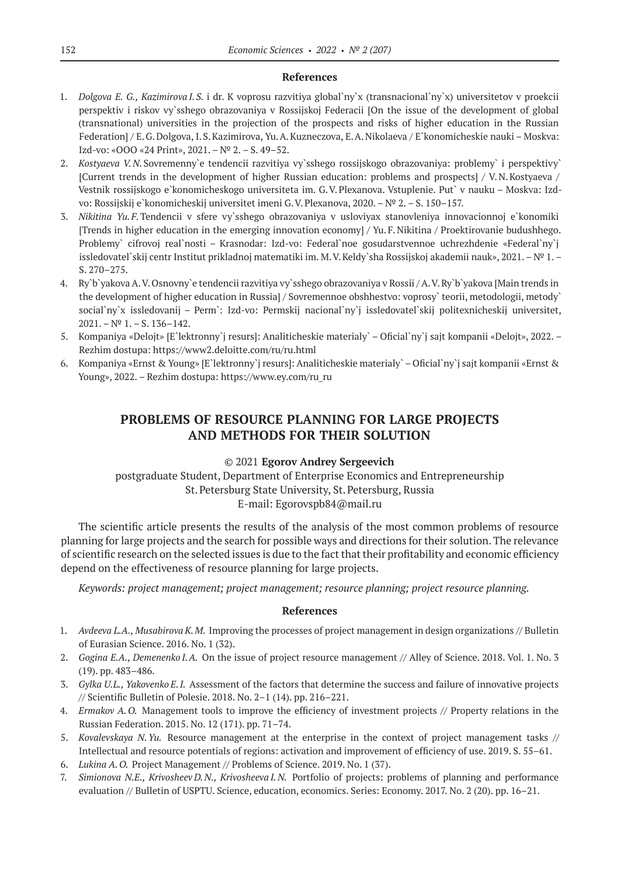## References

1. *Dolgova E. G., Kazimirova I. S.* i dr. K voprosu razvitiya global`ny`x (transnacional`ny`x) universitetov v proekcii perspektiv i riskov vy`sshego obrazovaniya v Rossijskoj Federacii [On the issue of the development of global (transnational) universities in the projection of the prospects and risks of higher education in the Russian Federation] / E. G. Dolgova, I. S. Kazimirova, Yu. A. Kuzneczova, E. A. Nikolaeva / E`konomicheskie nauki – Moskva: Izd-vo: «OOO «24 Print», 2021. – № 2. – S. 49–52.
2. *Kostyaeva V. N.* Sovremenny`e tendencii razvitiya vy`sshego rossijskogo obrazovaniya: problemy` i perspektivy` [Current trends in the development of higher Russian education: problems and prospects] / V. N. Kostyaeva / Vestnik rossijskogo e`konomicheskogo universiteta im. G. V. Plexanova. Vstuplenie. Put` v nauku – Moskva: Izd-vo: Rossijskij e`konomicheskij universitet imeni G. V. Plexanova, 2020. – № 2. – S. 150–157.
3. *Nikitina Yu. F.* Tendencii v sfere vy`sshego obrazovaniya v usloviyax stanovleniya innovacionnoj e`konomiki [Trends in higher education in the emerging innovation economy] / Yu. F. Nikitina / Proektirovanie budushhego. Problemy` cifrovoj real`nosti – Krasnodar: Izd-vo: Federal`noe gosudarstvennoe uchrezhdenie «Federal`ny`j issledovatel`skij centr Institut prikladnoj matematiki im. M. V. Keldy`sha Rossijskoj akademii nauk», 2021. – № 1. – S. 270–275.
4. Ry`b`yakova A. V. Osnovny`e tendencii razvitiya vy`sshego obrazovaniya v Rossii / A. V. Ry`b`yakova [Main trends in the development of higher education in Russia] / Sovremennoe obshhestvo: voprosy` teorii, metodologii, metody` social`ny`x issledovanij – Perm`: Izd-vo: Permskij nacional`ny`j issledovatel`skij politexnicheskij universitet, 2021. – № 1. – S. 136–142.
5. Kompaniya «Delojt» [E`lektronny`j resurs]: Analiticheskie materialy` – Oficial`ny`j sajt kompanii «Delojt», 2022. – Rezhim dostupa: https://www2.deloitte.com/ru/ru.html
6. Kompaniya «Ernst & Young» [E`lektronny`j resurs]: Analiticheskie materialy` – Oficial`ny`j sajt kompanii «Ernst & Young», 2022. – Rezhim dostupa: https://www.ey.com/ru_ru

# PROBLEMS OF RESOURCE PLANNING FOR LARGE PROJECTS AND METHODS FOR THEIR SOLUTION

© 2021 **Egorov Andrey Sergeevich**

postgraduate Student, Department of Enterprise Economics and Entrepreneurship
St. Petersburg State University, St. Petersburg, Russia
E-mail: Egorovspb84@mail.ru

The scientific article presents the results of the analysis of the most common problems of resource planning for large projects and the search for possible ways and directions for their solution. The relevance of scientific research on the selected issues is due to the fact that their profitability and economic efficiency depend on the effectiveness of resource planning for large projects.

*Keywords: project management; project management; resource planning; project resource planning.*

## References

1. *Avdeeva L.A., Musabirova K.M.* Improving the processes of project management in design organizations // Bulletin of Eurasian Science. 2016. No. 1 (32).
2. *Gogina E.A., Demenenko I.A.* On the issue of project resource management // Alley of Science. 2018. Vol. 1. No. 3 (19). pp. 483–486.
3. *Gylka U.L., Yakovenko E.I.* Assessment of the factors that determine the success and failure of innovative projects // Scientific Bulletin of Polesie. 2018. No. 2–1 (14). pp. 216–221.
4. *Ermakov A.O.* Management tools to improve the efficiency of investment projects // Property relations in the Russian Federation. 2015. No. 12 (171). pp. 71–74.
5. *Kovalevskaya N.Yu.* Resource management at the enterprise in the context of project management tasks // Intellectual and resource potentials of regions: activation and improvement of efficiency of use. 2019. S. 55–61.
6. *Lukina A.O.* Project Management // Problems of Science. 2019. No. 1 (37).
7. *Simionova N.E., Krivosheev D.N., Krivosheeva I.N.* Portfolio of projects: problems of planning and performance evaluation // Bulletin of USPTU. Science, education, economics. Series: Economy. 2017. No. 2 (20). pp. 16–21.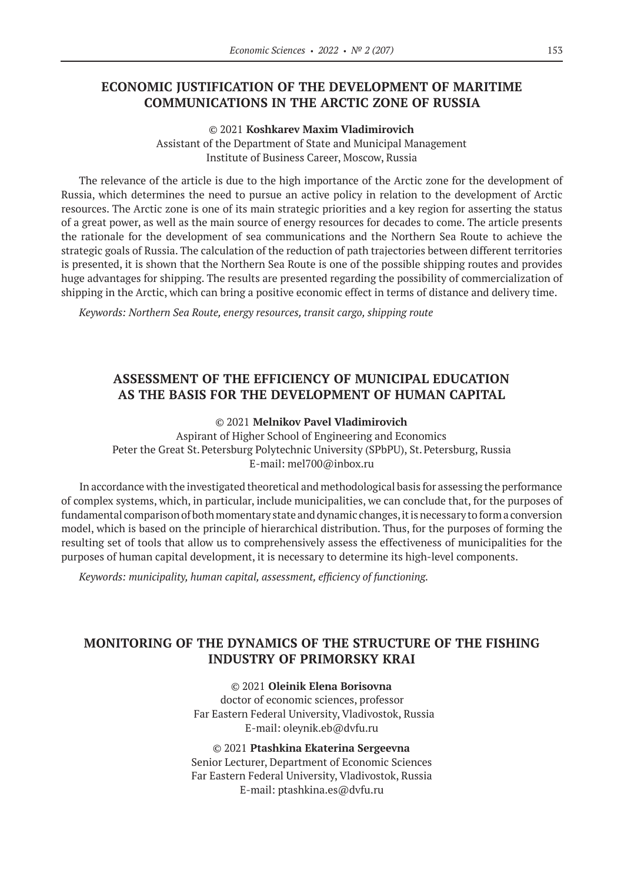## ECONOMIC JUSTIFICATION OF THE DEVELOPMENT OF MARITIME COMMUNICATIONS IN THE ARCTIC ZONE OF RUSSIA

© 2021 **Koshkarev Maxim Vladimirovich**
Assistant of the Department of State and Municipal Management
Institute of Business Career, Moscow, Russia

The relevance of the article is due to the high importance of the Arctic zone for the development of Russia, which determines the need to pursue an active policy in relation to the development of Arctic resources. The Arctic zone is one of its main strategic priorities and a key region for asserting the status of a great power, as well as the main source of energy resources for decades to come. The article presents the rationale for the development of sea communications and the Northern Sea Route to achieve the strategic goals of Russia. The calculation of the reduction of path trajectories between different territories is presented, it is shown that the Northern Sea Route is one of the possible shipping routes and provides huge advantages for shipping. The results are presented regarding the possibility of commercialization of shipping in the Arctic, which can bring a positive economic effect in terms of distance and delivery time.

*Keywords: Northern Sea Route, energy resources, transit cargo, shipping route*

## ASSESSMENT OF THE EFFICIENCY OF MUNICIPAL EDUCATION AS THE BASIS FOR THE DEVELOPMENT OF HUMAN CAPITAL

© 2021 **Melnikov Pavel Vladimirovich**
Aspirant of Higher School of Engineering and Economics
Peter the Great St. Petersburg Polytechnic University (SPbPU), St. Petersburg, Russia
E-mail: mel700@inbox.ru

In accordance with the investigated theoretical and methodological basis for assessing the performance of complex systems, which, in particular, include municipalities, we can conclude that, for the purposes of fundamental comparison of both momentary state and dynamic changes, it is necessary to form a conversion model, which is based on the principle of hierarchical distribution. Thus, for the purposes of forming the resulting set of tools that allow us to comprehensively assess the effectiveness of municipalities for the purposes of human capital development, it is necessary to determine its high-level components.

*Keywords: municipality, human capital, assessment, efficiency of functioning.*

## MONITORING OF THE DYNAMICS OF THE STRUCTURE OF THE FISHING INDUSTRY OF PRIMORSKY KRAI

© 2021 **Oleinik Elena Borisovna**
doctor of economic sciences, professor
Far Eastern Federal University, Vladivostok, Russia
E-mail: oleynik.eb@dvfu.ru

© 2021 **Ptashkina Ekaterina Sergeevna**
Senior Lecturer, Department of Economic Sciences
Far Eastern Federal University, Vladivostok, Russia
E-mail: ptashkina.es@dvfu.ru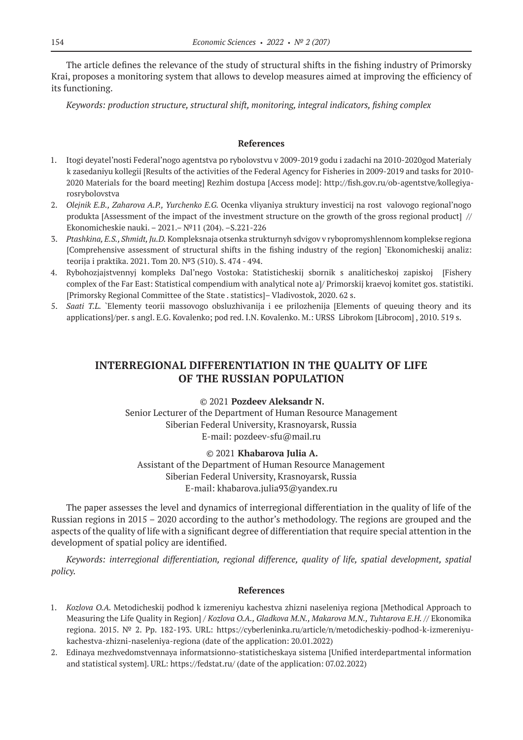The article defines the relevance of the study of structural shifts in the fishing industry of Primorsky Krai, proposes a monitoring system that allows to develop measures aimed at improving the efficiency of its functioning.

*Keywords: production structure, structural shift, monitoring, integral indicators, fishing complex*

### References

1. Itogi deyatel'nosti Federal'nogo agentstva po rybolovstvu v 2009-2019 godu i zadachi na 2010-2020god Materialy k zasedaniyu kollegii [Results of the activities of the Federal Agency for Fisheries in 2009-2019 and tasks for 2010-2020 Materials for the board meeting] Rezhim dostupa [Access mode]: http://fish.gov.ru/ob-agentstve/kollegiya-rosrybolovstva
2. *Olejnik E.B., Zaharova A.P., Yurchenko E.G.* Ocenka vliyaniya struktury investicij na rost valovogo regional'nogo produkta [Assessment of the impact of the investment structure on the growth of the gross regional product] // Ekonomicheskie nauki. – 2021.– №11 (204). –S.221-226
3. *Ptashkina, E.S., Shmidt, Ju.D.* Kompleksnaja otsenka strukturnyh sdvigov v rybopromyshlennom komplekse regiona [Comprehensive assessment of structural shifts in the fishing industry of the region] `Ekonomicheskij analiz: teorija i praktika. 2021. Tom 20. №3 (510). S. 474 - 494.
4. Rybohozjajstvennyj kompleks Dal'nego Vostoka: Statisticheskij sbornik s analiticheskoj zapiskoj [Fishery complex of the Far East: Statistical compendium with analytical note a]/ Primorskij kraevoj komitet gos. statistiki. [Primorsky Regional Committee of the State . statistics]– Vladivostok, 2020. 62 s.
5. *Saati T.L.* `Elementy teorii massovogo obsluzhivanija i ee prilozhenija [Elements of queuing theory and its applications]/per. s angl. E.G. Kovalenko; pod red. I.N. Kovalenko. M.: URSS Librokom [Librocom] , 2010. 519 s.

## INTERREGIONAL DIFFERENTIATION IN THE QUALITY OF LIFE OF THE RUSSIAN POPULATION

© 2021 **Pozdeev Aleksandr N.**
Senior Lecturer of the Department of Human Resource Management
Siberian Federal University, Krasnoyarsk, Russia
E-mail: pozdeev-sfu@mail.ru

© 2021 **Khabarova Julia A.**
Assistant of the Department of Human Resource Management
Siberian Federal University, Krasnoyarsk, Russia
E-mail: khabarova.julia93@yandex.ru

The paper assesses the level and dynamics of interregional differentiation in the quality of life of the Russian regions in 2015 – 2020 according to the author's methodology. The regions are grouped and the aspects of the quality of life with a significant degree of differentiation that require special attention in the development of spatial policy are identified.

*Keywords: interregional differentiation, regional difference, quality of life, spatial development, spatial policy.*

### References

1. *Kozlova O.A.* Metodicheskij podhod k izmereniyu kachestva zhizni naseleniya regiona [Methodical Approach to Measuring the Life Quality in Region] / *Kozlova O.A., Gladkova M.N., Makarova M.N., Tuhtarova E.H.* // Ekonomika regiona. 2015. № 2. Pp. 182-193. URL: https://cyberleninka.ru/article/n/metodicheskiy-podhod-k-izmereniyu-kachestva-zhizni-naseleniya-regiona (date of the application: 20.01.2022)
2. Edinaya mezhvedomstvennaya informatsionno-statisticheskaya sistema [Unified interdepartmental information and statistical system]. URL: https://fedstat.ru/ (date of the application: 07.02.2022)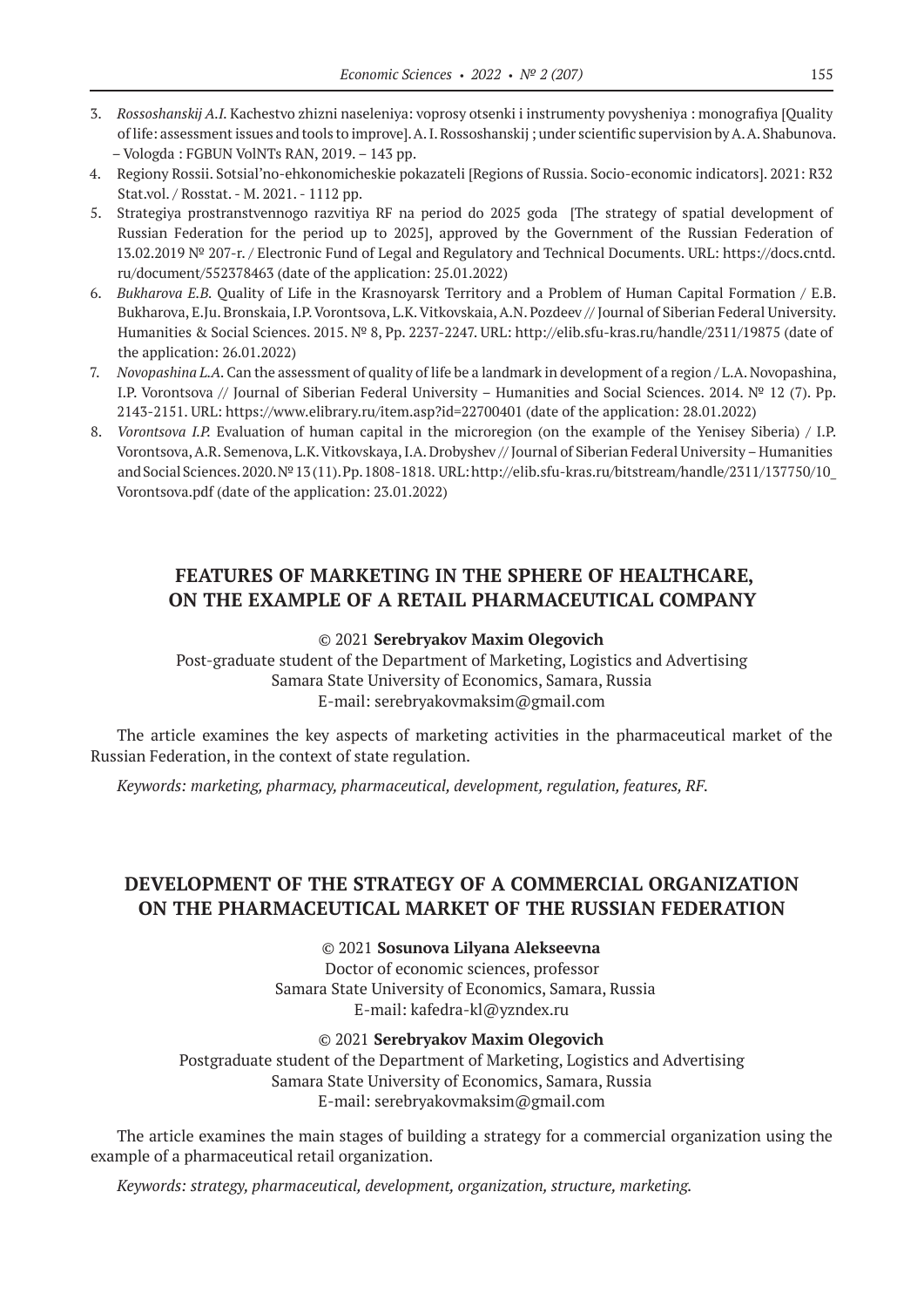3. *Rossoshanskij A.I.* Kachestvo zhizni naseleniya: voprosy otsenki i instrumenty povysheniya : monografiya [Quality of life: assessment issues and tools to improve]. A. I. Rossoshanskij ; under scientific supervision by A. A. Shabunova. – Vologda : FGBUN VolNTs RAN, 2019. – 143 pp.
4. Regiony Rossii. Sotsial'no-ehkonomicheskie pokazateli [Regions of Russia. Socio-economic indicators]. 2021: R32 Stat.vol. / Rosstat. - M. 2021. - 1112 pp.
5. Strategiya prostranstvennogo razvitiya RF na period do 2025 goda [The strategy of spatial development of Russian Federation for the period up to 2025], approved by the Government of the Russian Federation of 13.02.2019 № 207-r. / Electronic Fund of Legal and Regulatory and Technical Documents. URL: https://docs.cntd.ru/document/552378463 (date of the application: 25.01.2022)
6. *Bukharova E.B.* Quality of Life in the Krasnoyarsk Territory and a Problem of Human Capital Formation / E.B. Bukharova, E.Ju. Bronskaia, I.P. Vorontsova, L.K. Vitkovskaia, A.N. Pozdeev // Journal of Siberian Federal University. Humanities & Social Sciences. 2015. № 8, Pp. 2237-2247. URL: http://elib.sfu-kras.ru/handle/2311/19875 (date of the application: 26.01.2022)
7. *Novopashina L.A.* Can the assessment of quality of life be a landmark in development of a region / L.A. Novopashina, I.P. Vorontsova // Journal of Siberian Federal University – Humanities and Social Sciences. 2014. № 12 (7). Pp. 2143-2151. URL: https://www.elibrary.ru/item.asp?id=22700401 (date of the application: 28.01.2022)
8. *Vorontsova I.P.* Evaluation of human capital in the microregion (on the example of the Yenisey Siberia) / I.P. Vorontsova, A.R. Semenova, L.K. Vitkovskaya, I.A. Drobyshev // Journal of Siberian Federal University – Humanities and Social Sciences. 2020. № 13 (11). Pp. 1808-1818. URL: http://elib.sfu-kras.ru/bitstream/handle/2311/137750/10_Vorontsova.pdf (date of the application: 23.01.2022)

## FEATURES OF MARKETING IN THE SPHERE OF HEALTHCARE, ON THE EXAMPLE OF A RETAIL PHARMACEUTICAL COMPANY

© 2021 **Serebryakov Maxim Olegovich**
Post-graduate student of the Department of Marketing, Logistics and Advertising
Samara State University of Economics, Samara, Russia
E-mail: serebryakovmaksim@gmail.com

The article examines the key aspects of marketing activities in the pharmaceutical market of the Russian Federation, in the context of state regulation.

*Keywords: marketing, pharmacy, pharmaceutical, development, regulation, features, RF.*

## DEVELOPMENT OF THE STRATEGY OF A COMMERCIAL ORGANIZATION ON THE PHARMACEUTICAL MARKET OF THE RUSSIAN FEDERATION

© 2021 **Sosunova Lilyana Alekseevna**
Doctor of economic sciences, professor
Samara State University of Economics, Samara, Russia
E-mail: kafedra-kl@yzndex.ru

© 2021 **Serebryakov Maxim Olegovich**
Postgraduate student of the Department of Marketing, Logistics and Advertising
Samara State University of Economics, Samara, Russia
E-mail: serebryakovmaksim@gmail.com

The article examines the main stages of building a strategy for a commercial organization using the example of a pharmaceutical retail organization.

*Keywords: strategy, pharmaceutical, development, organization, structure, marketing.*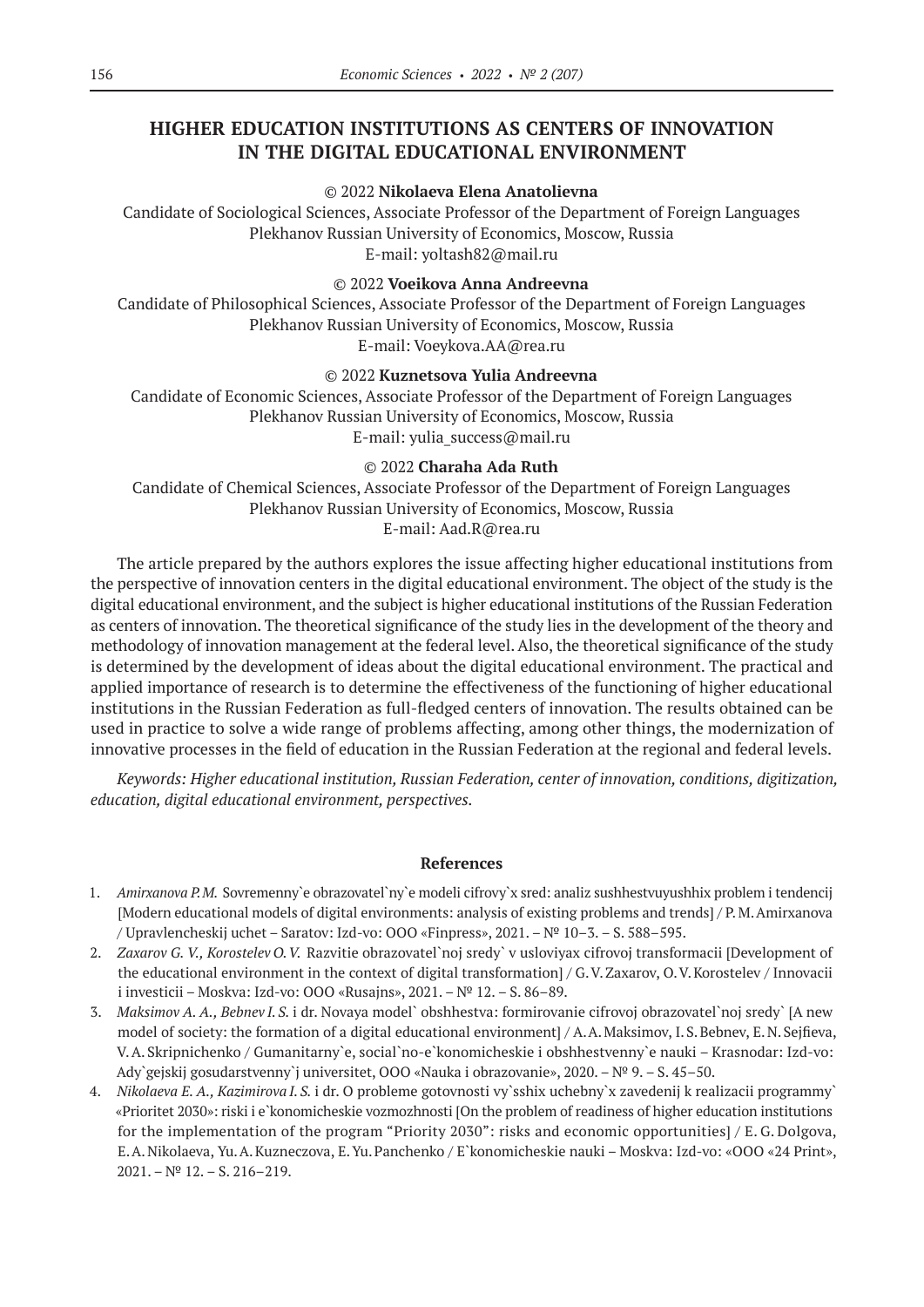# HIGHER EDUCATION INSTITUTIONS AS CENTERS OF INNOVATION IN THE DIGITAL EDUCATIONAL ENVIRONMENT

© 2022 **Nikolaeva Elena Anatolievna**
Candidate of Sociological Sciences, Associate Professor of the Department of Foreign Languages
Plekhanov Russian University of Economics, Moscow, Russia
E-mail: yoltash82@mail.ru

© 2022 **Voeikova Anna Andreevna**
Candidate of Philosophical Sciences, Associate Professor of the Department of Foreign Languages
Plekhanov Russian University of Economics, Moscow, Russia
E-mail: Voeykova.AA@rea.ru

© 2022 **Kuznetsova Yulia Andreevna**
Candidate of Economic Sciences, Associate Professor of the Department of Foreign Languages
Plekhanov Russian University of Economics, Moscow, Russia
E-mail: yulia_success@mail.ru

© 2022 **Charaha Ada Ruth**
Candidate of Chemical Sciences, Associate Professor of the Department of Foreign Languages
Plekhanov Russian University of Economics, Moscow, Russia
E-mail: Aad.R@rea.ru

The article prepared by the authors explores the issue affecting higher educational institutions from the perspective of innovation centers in the digital educational environment. The object of the study is the digital educational environment, and the subject is higher educational institutions of the Russian Federation as centers of innovation. The theoretical significance of the study lies in the development of the theory and methodology of innovation management at the federal level. Also, the theoretical significance of the study is determined by the development of ideas about the digital educational environment. The practical and applied importance of research is to determine the effectiveness of the functioning of higher educational institutions in the Russian Federation as full-fledged centers of innovation. The results obtained can be used in practice to solve a wide range of problems affecting, among other things, the modernization of innovative processes in the field of education in the Russian Federation at the regional and federal levels.

*Keywords: Higher educational institution, Russian Federation, center of innovation, conditions, digitization, education, digital educational environment, perspectives.*

## References

1. *Amirxanova P.M.* Sovremenny`e obrazovatel`ny`e modeli cifrovy`x sred: analiz sushhestvuyushhix problem i tendencij [Modern educational models of digital environments: analysis of existing problems and trends] / P. M. Amirxanova / Upravlencheskij uchet – Saratov: Izd-vo: OOO «Finpress», 2021. – № 10–3. – S. 588–595.
2. *Zaxarov G. V., Korostelev O. V.* Razvitie obrazovatel`noj sredy` v usloviyax cifrovoj transformacii [Development of the educational environment in the context of digital transformation] / G. V. Zaxarov, O. V. Korostelev / Innovacii i investicii – Moskva: Izd-vo: OOO «Rusajns», 2021. – № 12. – S. 86–89.
3. *Maksimov A. A., Bebnev I. S.* i dr. Novaya model` obshhestva: formirovanie cifrovoj obrazovatel`noj sredy` [A new model of society: the formation of a digital educational environment] / A. A. Maksimov, I. S. Bebnev, E. N. Sejfieva, V. A. Skripnichenko / Gumanitarny`e, social`no-e`konomicheskie i obshhestvenny`e nauki – Krasnodar: Izd-vo: Ady`gejskij gosudarstvenny`j universitet, OOO «Nauka i obrazovanie», 2020. – № 9. – S. 45–50.
4. *Nikolaeva E. A., Kazimirova I. S.* i dr. O probleme gotovnosti vy`sshix uchebny`x zavedenij k realizacii programmy` «Prioritet 2030»: riski i e`konomicheskie vozmozhnosti [On the problem of readiness of higher education institutions for the implementation of the program "Priority 2030": risks and economic opportunities] / E. G. Dolgova, E. A. Nikolaeva, Yu. A. Kuzneczova, E. Yu. Panchenko / E`konomicheskie nauki – Moskva: Izd-vo: «OOO «24 Print», 2021. – № 12. – S. 216–219.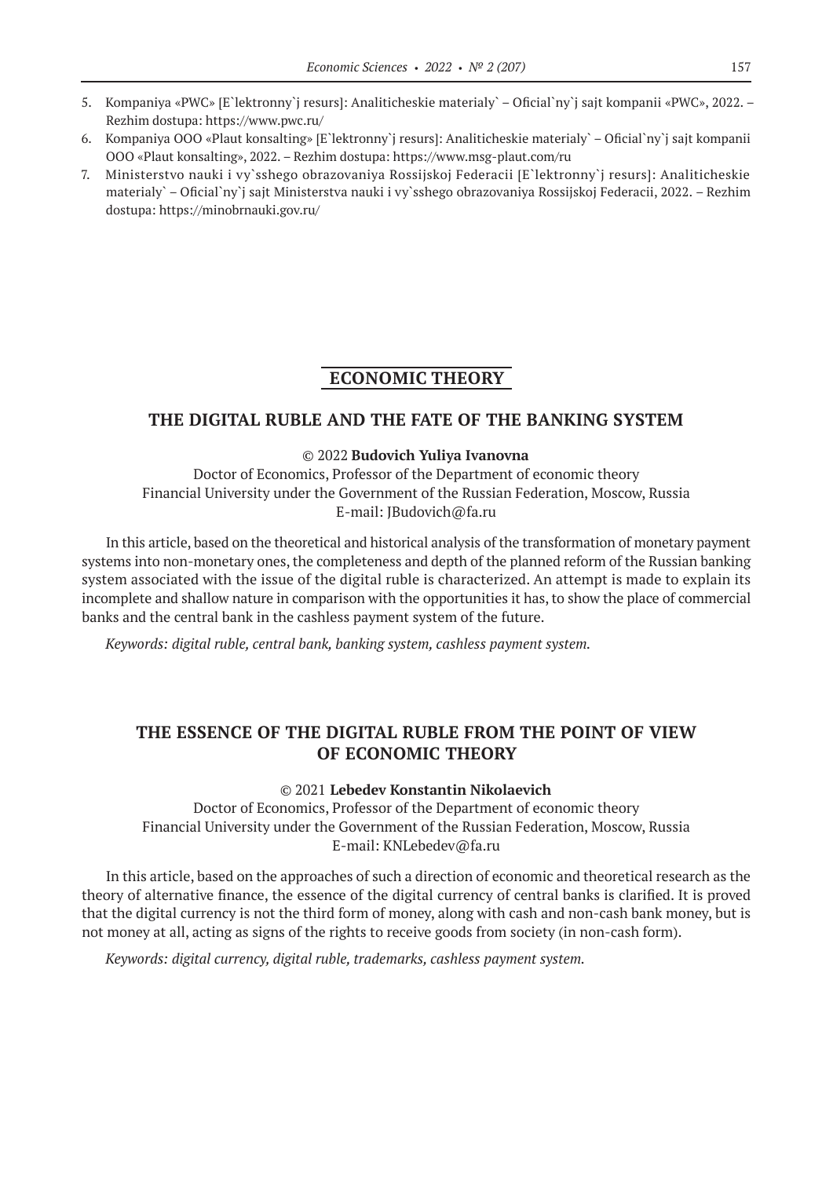5. Kompaniya «PWC» [E`lektronny`j resurs]: Analiticheskie materialy` – Oficial`ny`j sajt kompanii «PWC», 2022. – Rezhim dostupa: https://www.pwc.ru/
6. Kompaniya OOO «Plaut konsalting» [E`lektronny`j resurs]: Analiticheskie materialy` – Oficial`ny`j sajt kompanii OOO «Plaut konsalting», 2022. – Rezhim dostupa: https://www.msg-plaut.com/ru
7. Ministerstvo nauki i vy`sshego obrazovaniya Rossijskoj Federacii [E`lektronny`j resurs]: Analiticheskie materialy` – Oficial`ny`j sajt Ministerstva nauki i vy`sshego obrazovaniya Rossijskoj Federacii, 2022. – Rezhim dostupa: https://minobrnauki.gov.ru/

# ECONOMIC THEORY

## THE DIGITAL RUBLE AND THE FATE OF THE BANKING SYSTEM

© 2022 **Budovich Yuliya Ivanovna**

Doctor of Economics, Professor of the Department of economic theory
Financial University under the Government of the Russian Federation, Moscow, Russia
E-mail: JBudovich@fa.ru

In this article, based on the theoretical and historical analysis of the transformation of monetary payment systems into non-monetary ones, the completeness and depth of the planned reform of the Russian banking system associated with the issue of the digital ruble is characterized. An attempt is made to explain its incomplete and shallow nature in comparison with the opportunities it has, to show the place of commercial banks and the central bank in the cashless payment system of the future.

*Keywords: digital ruble, central bank, banking system, cashless payment system.*

## THE ESSENCE OF THE DIGITAL RUBLE FROM THE POINT OF VIEW OF ECONOMIC THEORY

© 2021 **Lebedev Konstantin Nikolaevich**

Doctor of Economics, Professor of the Department of economic theory
Financial University under the Government of the Russian Federation, Moscow, Russia
E-mail: KNLebedev@fa.ru

In this article, based on the approaches of such a direction of economic and theoretical research as the theory of alternative finance, the essence of the digital currency of central banks is clarified. It is proved that the digital currency is not the third form of money, along with cash and non-cash bank money, but is not money at all, acting as signs of the rights to receive goods from society (in non-cash form).

*Keywords: digital currency, digital ruble, trademarks, cashless payment system.*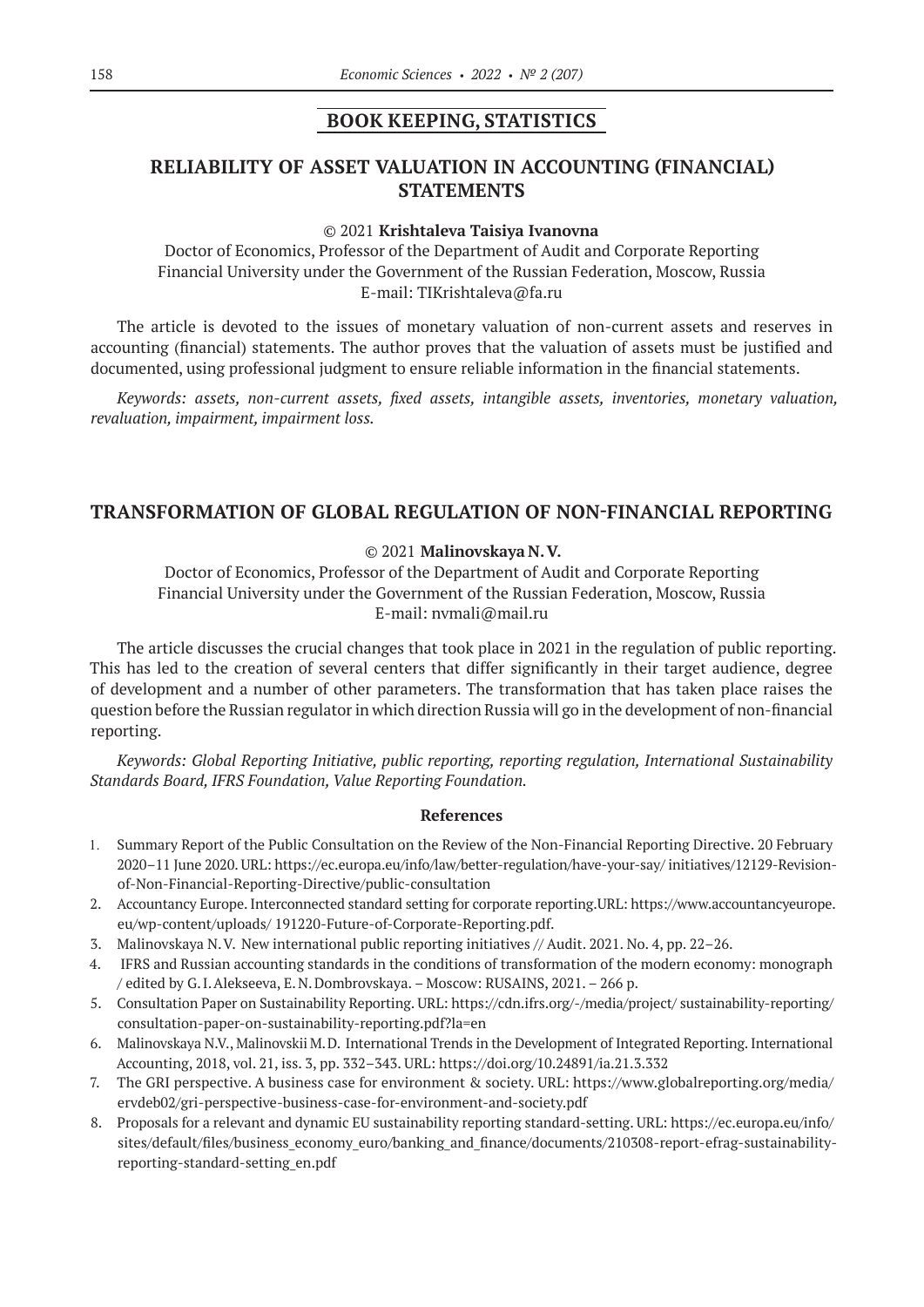## BOOK KEEPING, STATISTICS

# RELIABILITY OF ASSET VALUATION IN ACCOUNTING (FINANCIAL) STATEMENTS

© 2021 **Krishtaleva Taisiya Ivanovna**

Doctor of Economics, Professor of the Department of Audit and Corporate Reporting
Financial University under the Government of the Russian Federation, Moscow, Russia
E-mail: TIKrishtaleva@fa.ru

The article is devoted to the issues of monetary valuation of non-current assets and reserves in accounting (financial) statements. The author proves that the valuation of assets must be justified and documented, using professional judgment to ensure reliable information in the financial statements.

*Keywords: assets, non-current assets, fixed assets, intangible assets, inventories, monetary valuation, revaluation, impairment, impairment loss.*

# TRANSFORMATION OF GLOBAL REGULATION OF NON-FINANCIAL REPORTING

© 2021 **Malinovskaya N. V.**

Doctor of Economics, Professor of the Department of Audit and Corporate Reporting
Financial University under the Government of the Russian Federation, Moscow, Russia
E-mail: nvmali@mail.ru

The article discusses the crucial changes that took place in 2021 in the regulation of public reporting. This has led to the creation of several centers that differ significantly in their target audience, degree of development and a number of other parameters. The transformation that has taken place raises the question before the Russian regulator in which direction Russia will go in the development of non-financial reporting.

*Keywords: Global Reporting Initiative, public reporting, reporting regulation, International Sustainability Standards Board, IFRS Foundation, Value Reporting Foundation.*

### References

1. Summary Report of the Public Consultation on the Review of the Non-Financial Reporting Directive. 20 February 2020–11 June 2020. URL: https://ec.europa.eu/info/law/better-regulation/have-your-say/ initiatives/12129-Revision-of-Non-Financial-Reporting-Directive/public-consultation
2. Accountancy Europe. Interconnected standard setting for corporate reporting.URL: https://www.accountancyeurope.eu/wp-content/uploads/ 191220-Future-of-Corporate-Reporting.pdf.
3. Malinovskaya N. V. New international public reporting initiatives // Audit. 2021. No. 4, pp. 22–26.
4. IFRS and Russian accounting standards in the conditions of transformation of the modern economy: monograph / edited by G. I. Alekseeva, E. N. Dombrovskaya. – Moscow: RUSAINS, 2021. – 266 p.
5. Consultation Paper on Sustainability Reporting. URL: https://cdn.ifrs.org/-/media/project/ sustainability-reporting/consultation-paper-on-sustainability-reporting.pdf?la=en
6. Malinovskaya N.V., Malinovskii M. D. International Trends in the Development of Integrated Reporting. International Accounting, 2018, vol. 21, iss. 3, pp. 332–343. URL: https://doi.org/10.24891/ia.21.3.332
7. The GRI perspective. A business case for environment & society. URL: https://www.globalreporting.org/media/ervdeb02/gri-perspective-business-case-for-environment-and-society.pdf
8. Proposals for a relevant and dynamic EU sustainability reporting standard-setting. URL: https://ec.europa.eu/info/sites/default/files/business_economy_euro/banking_and_finance/documents/210308-report-efrag-sustainability-reporting-standard-setting_en.pdf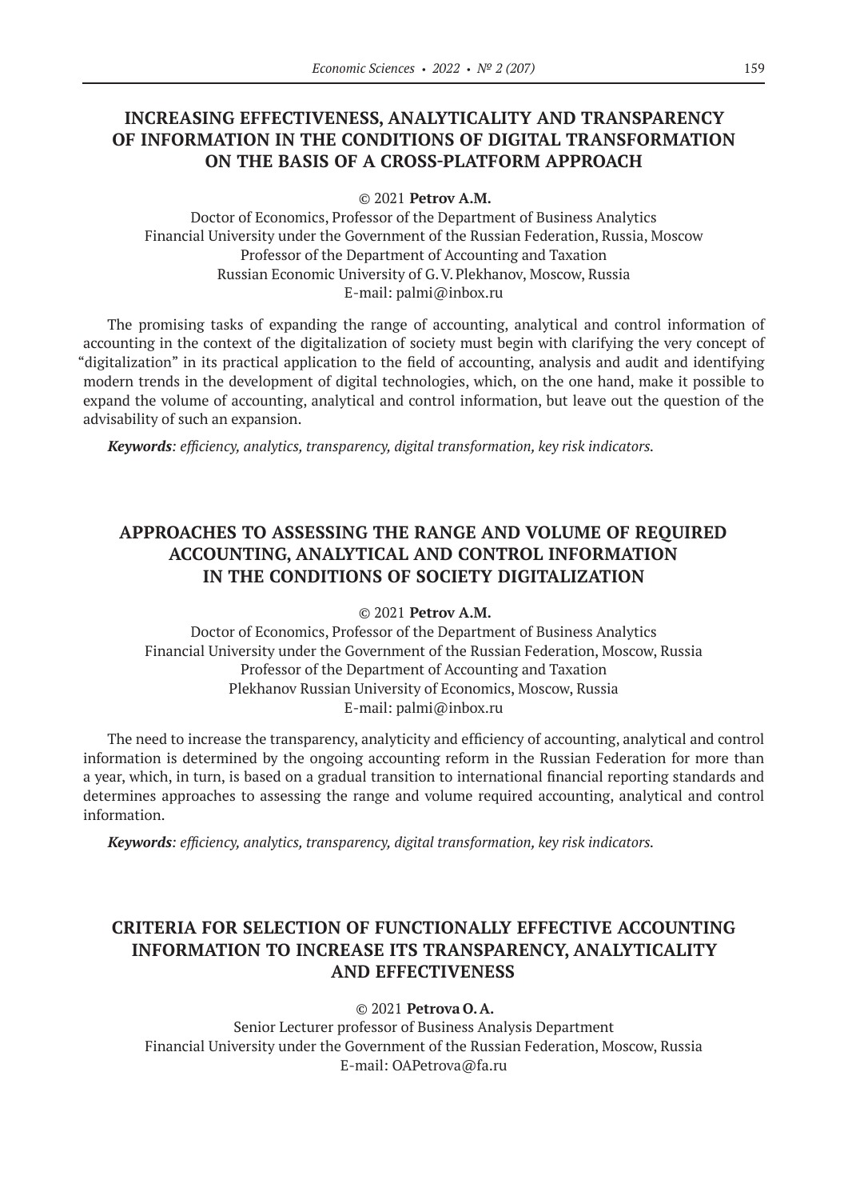## INCREASING EFFECTIVENESS, ANALYTICALITY AND TRANSPARENCY OF INFORMATION IN THE CONDITIONS OF DIGITAL TRANSFORMATION ON THE BASIS OF A CROSS-PLATFORM APPROACH

© 2021 **Petrov A.M.**

Doctor of Economics, Professor of the Department of Business Analytics
Financial University under the Government of the Russian Federation, Russia, Moscow
Professor of the Department of Accounting and Taxation
Russian Economic University of G. V. Plekhanov, Moscow, Russia
E-mail: palmi@inbox.ru

The promising tasks of expanding the range of accounting, analytical and control information of accounting in the context of the digitalization of society must begin with clarifying the very concept of "digitalization" in its practical application to the field of accounting, analysis and audit and identifying modern trends in the development of digital technologies, which, on the one hand, make it possible to expand the volume of accounting, analytical and control information, but leave out the question of the advisability of such an expansion.

***Keywords**: efficiency, analytics, transparency, digital transformation, key risk indicators.*

## APPROACHES TO ASSESSING THE RANGE AND VOLUME OF REQUIRED ACCOUNTING, ANALYTICAL AND CONTROL INFORMATION IN THE CONDITIONS OF SOCIETY DIGITALIZATION

© 2021 **Petrov A.M.**

Doctor of Economics, Professor of the Department of Business Analytics
Financial University under the Government of the Russian Federation, Moscow, Russia
Professor of the Department of Accounting and Taxation
Plekhanov Russian University of Economics, Moscow, Russia
E-mail: palmi@inbox.ru

The need to increase the transparency, analyticity and efficiency of accounting, analytical and control information is determined by the ongoing accounting reform in the Russian Federation for more than a year, which, in turn, is based on a gradual transition to international financial reporting standards and determines approaches to assessing the range and volume required accounting, analytical and control information.

***Keywords**: efficiency, analytics, transparency, digital transformation, key risk indicators.*

## CRITERIA FOR SELECTION OF FUNCTIONALLY EFFECTIVE ACCOUNTING INFORMATION TO INCREASE ITS TRANSPARENCY, ANALYTICALITY AND EFFECTIVENESS

© 2021 **Petrova O. A.**

Senior Lecturer professor of Business Analysis Department
Financial University under the Government of the Russian Federation, Moscow, Russia
E-mail: OAPetrova@fa.ru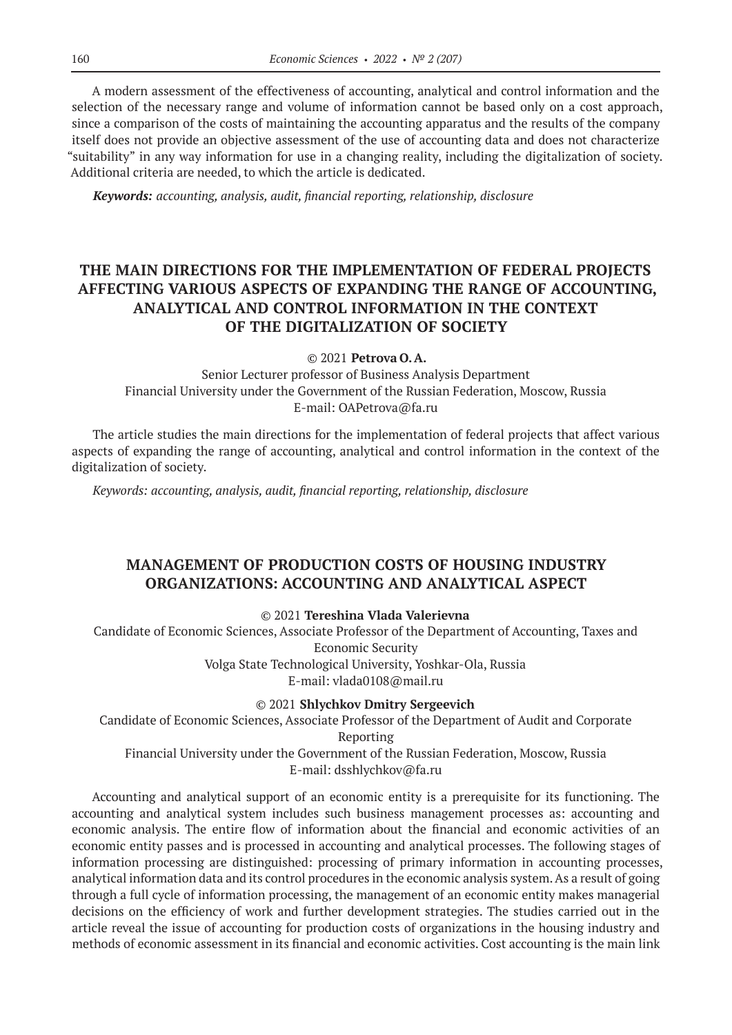A modern assessment of the effectiveness of accounting, analytical and control information and the selection of the necessary range and volume of information cannot be based only on a cost approach, since a comparison of the costs of maintaining the accounting apparatus and the results of the company itself does not provide an objective assessment of the use of accounting data and does not characterize "suitability" in any way information for use in a changing reality, including the digitalization of society. Additional criteria are needed, to which the article is dedicated.

***Keywords:*** *accounting, analysis, audit, financial reporting, relationship, disclosure*

## THE MAIN DIRECTIONS FOR THE IMPLEMENTATION OF FEDERAL PROJECTS AFFECTING VARIOUS ASPECTS OF EXPANDING THE RANGE OF ACCOUNTING, ANALYTICAL AND CONTROL INFORMATION IN THE CONTEXT OF THE DIGITALIZATION OF SOCIETY

© 2021 **Petrova O. A.**

Senior Lecturer professor of Business Analysis Department
Financial University under the Government of the Russian Federation, Moscow, Russia
E-mail: OAPetrova@fa.ru

The article studies the main directions for the implementation of federal projects that affect various aspects of expanding the range of accounting, analytical and control information in the context of the digitalization of society.

*Keywords: accounting, analysis, audit, financial reporting, relationship, disclosure*

## MANAGEMENT OF PRODUCTION COSTS OF HOUSING INDUSTRY ORGANIZATIONS: ACCOUNTING AND ANALYTICAL ASPECT

© 2021 **Tereshina Vlada Valerievna**

Candidate of Economic Sciences, Associate Professor of the Department of Accounting, Taxes and Economic Security
Volga State Technological University, Yoshkar-Ola, Russia
E-mail: vlada0108@mail.ru

© 2021 **Shlychkov Dmitry Sergeevich**

Candidate of Economic Sciences, Associate Professor of the Department of Audit and Corporate Reporting
Financial University under the Government of the Russian Federation, Moscow, Russia
E-mail: dsshlychkov@fa.ru

Accounting and analytical support of an economic entity is a prerequisite for its functioning. The accounting and analytical system includes such business management processes as: accounting and economic analysis. The entire flow of information about the financial and economic activities of an economic entity passes and is processed in accounting and analytical processes. The following stages of information processing are distinguished: processing of primary information in accounting processes, analytical information data and its control procedures in the economic analysis system. As a result of going through a full cycle of information processing, the management of an economic entity makes managerial decisions on the efficiency of work and further development strategies. The studies carried out in the article reveal the issue of accounting for production costs of organizations in the housing industry and methods of economic assessment in its financial and economic activities. Cost accounting is the main link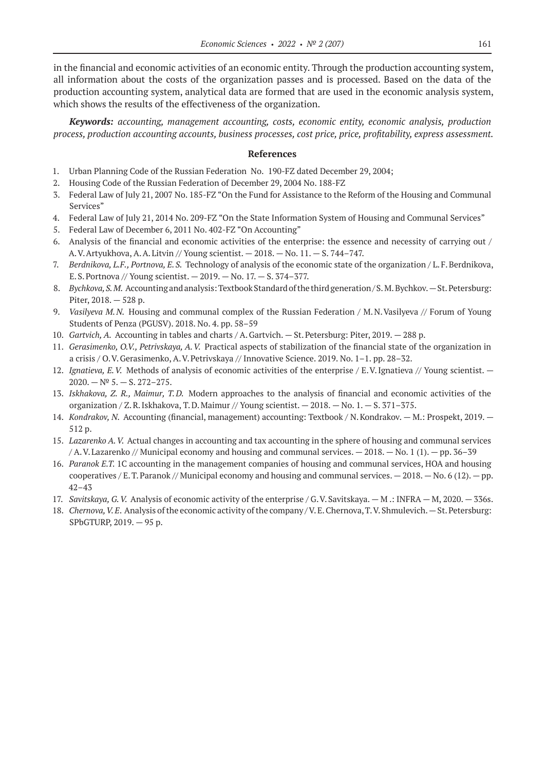in the financial and economic activities of an economic entity. Through the production accounting system, all information about the costs of the organization passes and is processed. Based on the data of the production accounting system, analytical data are formed that are used in the economic analysis system, which shows the results of the effectiveness of the organization.

***Keywords:*** *accounting, management accounting, costs, economic entity, economic analysis, production process, production accounting accounts, business processes, cost price, price, profitability, express assessment.*

### References

1. Urban Planning Code of the Russian Federation No. 190-FZ dated December 29, 2004;
2. Housing Code of the Russian Federation of December 29, 2004 No. 188-FZ
3. Federal Law of July 21, 2007 No. 185-FZ "On the Fund for Assistance to the Reform of the Housing and Communal Services"
4. Federal Law of July 21, 2014 No. 209-FZ "On the State Information System of Housing and Communal Services"
5. Federal Law of December 6, 2011 No. 402-FZ "On Accounting"
6. Analysis of the financial and economic activities of the enterprise: the essence and necessity of carrying out / A. V. Artyukhova, A. A. Litvin // Young scientist. — 2018. — No. 11. — S. 744–747.
7. *Berdnikova, L.F., Portnova, E. S.* Technology of analysis of the economic state of the organization / L. F. Berdnikova, E. S. Portnova // Young scientist. — 2019. — No. 17. — S. 374–377.
8. *Bychkova, S. M.* Accounting and analysis: Textbook Standard of the third generation / S. M. Bychkov. — St. Petersburg: Piter, 2018. — 528 p.
9. *Vasilyeva M. N.* Housing and communal complex of the Russian Federation / M. N. Vasilyeva // Forum of Young Students of Penza (PGUSV). 2018. No. 4. pp. 58–59
10. *Gartvich, A.* Accounting in tables and charts / A. Gartvich. — St. Petersburg: Piter, 2019. — 288 p.
11. *Gerasimenko, O.V., Petrivskaya, A. V.* Practical aspects of stabilization of the financial state of the organization in a crisis / O. V. Gerasimenko, A. V. Petrivskaya // Innovative Science. 2019. No. 1–1. pp. 28–32.
12. *Ignatieva, E. V.* Methods of analysis of economic activities of the enterprise / E. V. Ignatieva // Young scientist. — 2020. — № 5. — S. 272–275.
13. *Iskhakova, Z. R., Maimur, T. D.* Modern approaches to the analysis of financial and economic activities of the organization / Z. R. Iskhakova, T. D. Maimur // Young scientist. — 2018. — No. 1. — S. 371–375.
14. *Kondrakov, N.* Accounting (financial, management) accounting: Textbook / N. Kondrakov. — M.: Prospekt, 2019. — 512 p.
15. *Lazarenko A. V.* Actual changes in accounting and tax accounting in the sphere of housing and communal services / A. V. Lazarenko // Municipal economy and housing and communal services. — 2018. — No. 1 (1). — pp. 36–39
16. *Paranok E.T.* 1C accounting in the management companies of housing and communal services, HOA and housing cooperatives / E. T. Paranok // Municipal economy and housing and communal services. — 2018. — No. 6 (12). — pp. 42–43
17. *Savitskaya, G. V.* Analysis of economic activity of the enterprise / G. V. Savitskaya. — M .: INFRA — M, 2020. — 336s.
18. *Chernova, V. E.* Analysis of the economic activity of the company / V. E. Chernova, T. V. Shmulevich. — St. Petersburg: SPbGTURP, 2019. — 95 p.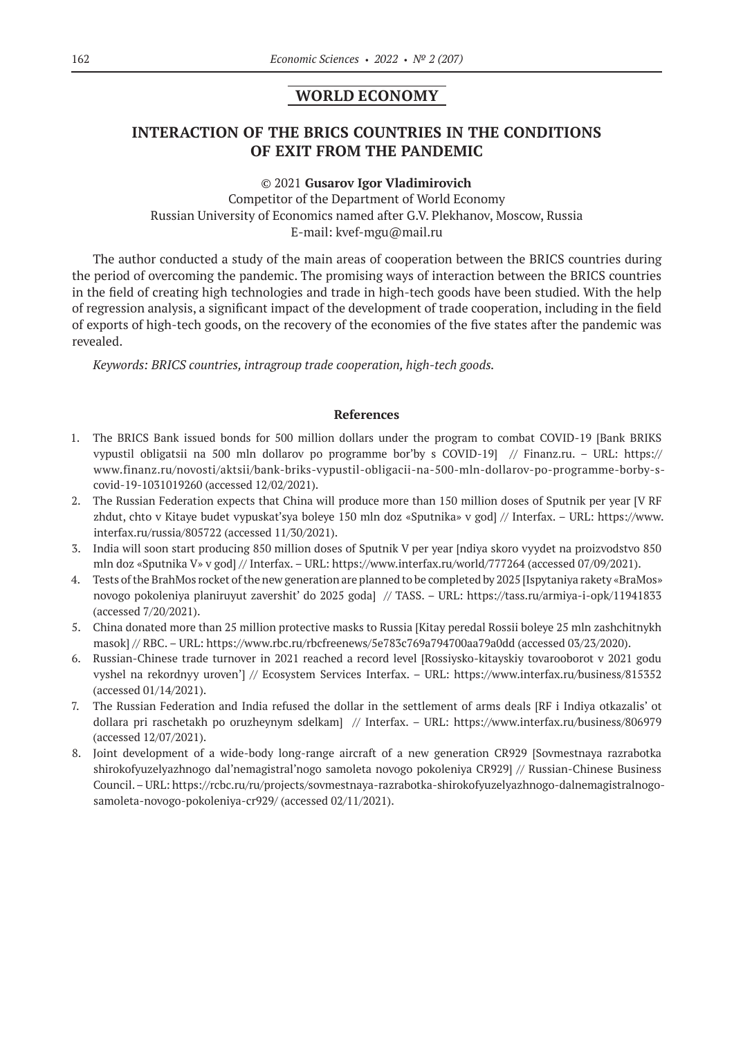## WORLD ECONOMY

# INTERACTION OF THE BRICS COUNTRIES IN THE CONDITIONS OF EXIT FROM THE PANDEMIC

© 2021 **Gusarov Igor Vladimirovich**

Competitor of the Department of World Economy
Russian University of Economics named after G.V. Plekhanov, Moscow, Russia
E-mail: kvef-mgu@mail.ru

The author conducted a study of the main areas of cooperation between the BRICS countries during the period of overcoming the pandemic. The promising ways of interaction between the BRICS countries in the field of creating high technologies and trade in high-tech goods have been studied. With the help of regression analysis, a significant impact of the development of trade cooperation, including in the field of exports of high-tech goods, on the recovery of the economies of the five states after the pandemic was revealed.

*Keywords: BRICS countries, intragroup trade cooperation, high-tech goods.*

### References

1. The BRICS Bank issued bonds for 500 million dollars under the program to combat COVID-19 [Bank BRIKS vypustil obligatsii na 500 mln dollarov po programme bor'by s COVID-19] // Finanz.ru. – URL: https://www.finanz.ru/novosti/aktsii/bank-briks-vypustil-obligacii-na-500-mln-dollarov-po-programme-borby-s-covid-19-1031019260 (accessed 12/02/2021).
2. The Russian Federation expects that China will produce more than 150 million doses of Sputnik per year [V RF zhdut, chto v Kitaye budet vypuskat'sya boleye 150 mln doz «Sputnika» v god] // Interfax. – URL: https://www.interfax.ru/russia/805722 (accessed 11/30/2021).
3. India will soon start producing 850 million doses of Sputnik V per year [ndiya skoro vyydet na proizvodstvo 850 mln doz «Sputnika V» v god] // Interfax. – URL: https://www.interfax.ru/world/777264 (accessed 07/09/2021).
4. Tests of the BrahMos rocket of the new generation are planned to be completed by 2025 [Ispytaniya rakety «BraMos» novogo pokoleniya planiruyut zavershit' do 2025 goda] // TASS. – URL: https://tass.ru/armiya-i-opk/11941833 (accessed 7/20/2021).
5. China donated more than 25 million protective masks to Russia [Kitay peredal Rossii boleye 25 mln zashchitnykh masok] // RBC. – URL: https://www.rbc.ru/rbcfreenews/5e783c769a794700aa79a0dd (accessed 03/23/2020).
6. Russian-Chinese trade turnover in 2021 reached a record level [Rossiysko-kitayskiy tovarooborot v 2021 godu vyshel na rekordnyy uroven'] // Ecosystem Services Interfax. – URL: https://www.interfax.ru/business/815352 (accessed 01/14/2021).
7. The Russian Federation and India refused the dollar in the settlement of arms deals [RF i Indiya otkazalis' ot dollara pri raschetakh po oruzheynym sdelkam] // Interfax. – URL: https://www.interfax.ru/business/806979 (accessed 12/07/2021).
8. Joint development of a wide-body long-range aircraft of a new generation CR929 [Sovmestnaya razrabotka shirokofyuzelyazhnogo dal'nemagistral'nogo samoleta novogo pokoleniya CR929] // Russian-Chinese Business Council. – URL: https://rcbc.ru/ru/projects/sovmestnaya-razrabotka-shirokofyuzelyazhnogo-dalnemagistralnogo-samoleta-novogo-pokoleniya-cr929/ (accessed 02/11/2021).